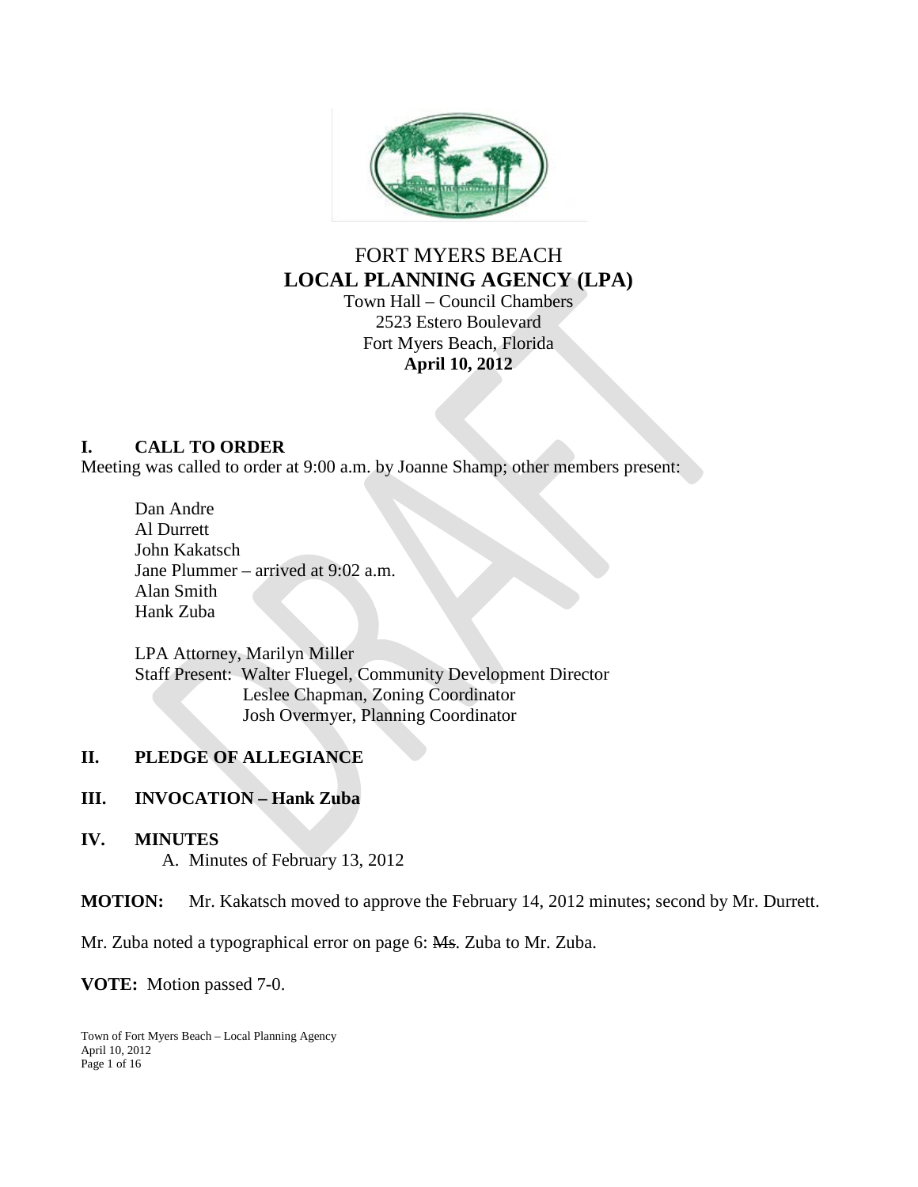# FORT MYERS BEACH
# LOCAL PLANNING AGENCY (LPA)

Town Hall – Council Chambers
2523 Estero Boulevard
Fort Myers Beach, Florida
**April 10, 2012**

## I. CALL TO ORDER

Meeting was called to order at 9:00 a.m. by Joanne Shamp; other members present:

Dan Andre
Al Durrett
John Kakatsch
Jane Plummer – arrived at 9:02 a.m.
Alan Smith
Hank Zuba

LPA Attorney, Marilyn Miller
Staff Present: Walter Fluegel, Community Development Director
Leslee Chapman, Zoning Coordinator
Josh Overmyer, Planning Coordinator

## II. PLEDGE OF ALLEGIANCE

## III. INVOCATION – Hank Zuba

## IV. MINUTES

A. Minutes of February 13, 2012

**MOTION:** Mr. Kakatsch moved to approve the February 14, 2012 minutes; second by Mr. Durrett.

Mr. Zuba noted a typographical error on page 6: ~~Ms~~. Zuba to Mr. Zuba.

**VOTE:** Motion passed 7-0.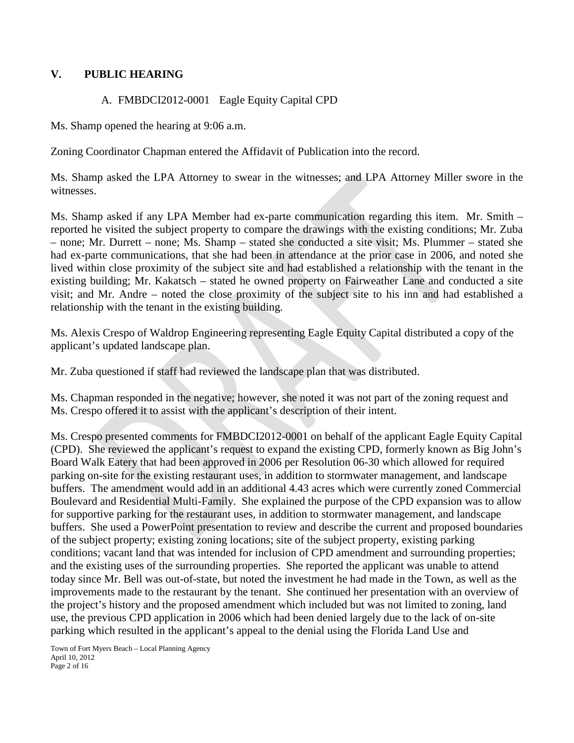## V. PUBLIC HEARING

A. FMBDCI2012-0001 Eagle Equity Capital CPD

Ms. Shamp opened the hearing at 9:06 a.m.

Zoning Coordinator Chapman entered the Affidavit of Publication into the record.

Ms. Shamp asked the LPA Attorney to swear in the witnesses; and LPA Attorney Miller swore in the witnesses.

Ms. Shamp asked if any LPA Member had ex-parte communication regarding this item. Mr. Smith – reported he visited the subject property to compare the drawings with the existing conditions; Mr. Zuba – none; Mr. Durrett – none; Ms. Shamp – stated she conducted a site visit; Ms. Plummer – stated she had ex-parte communications, that she had been in attendance at the prior case in 2006, and noted she lived within close proximity of the subject site and had established a relationship with the tenant in the existing building; Mr. Kakatsch – stated he owned property on Fairweather Lane and conducted a site visit; and Mr. Andre – noted the close proximity of the subject site to his inn and had established a relationship with the tenant in the existing building.

Ms. Alexis Crespo of Waldrop Engineering representing Eagle Equity Capital distributed a copy of the applicant's updated landscape plan.

Mr. Zuba questioned if staff had reviewed the landscape plan that was distributed.

Ms. Chapman responded in the negative; however, she noted it was not part of the zoning request and Ms. Crespo offered it to assist with the applicant's description of their intent.

Ms. Crespo presented comments for FMBDCI2012-0001 on behalf of the applicant Eagle Equity Capital (CPD). She reviewed the applicant's request to expand the existing CPD, formerly known as Big John's Board Walk Eatery that had been approved in 2006 per Resolution 06-30 which allowed for required parking on-site for the existing restaurant uses, in addition to stormwater management, and landscape buffers. The amendment would add in an additional 4.43 acres which were currently zoned Commercial Boulevard and Residential Multi-Family. She explained the purpose of the CPD expansion was to allow for supportive parking for the restaurant uses, in addition to stormwater management, and landscape buffers. She used a PowerPoint presentation to review and describe the current and proposed boundaries of the subject property; existing zoning locations; site of the subject property, existing parking conditions; vacant land that was intended for inclusion of CPD amendment and surrounding properties; and the existing uses of the surrounding properties. She reported the applicant was unable to attend today since Mr. Bell was out-of-state, but noted the investment he had made in the Town, as well as the improvements made to the restaurant by the tenant. She continued her presentation with an overview of the project's history and the proposed amendment which included but was not limited to zoning, land use, the previous CPD application in 2006 which had been denied largely due to the lack of on-site parking which resulted in the applicant's appeal to the denial using the Florida Land Use and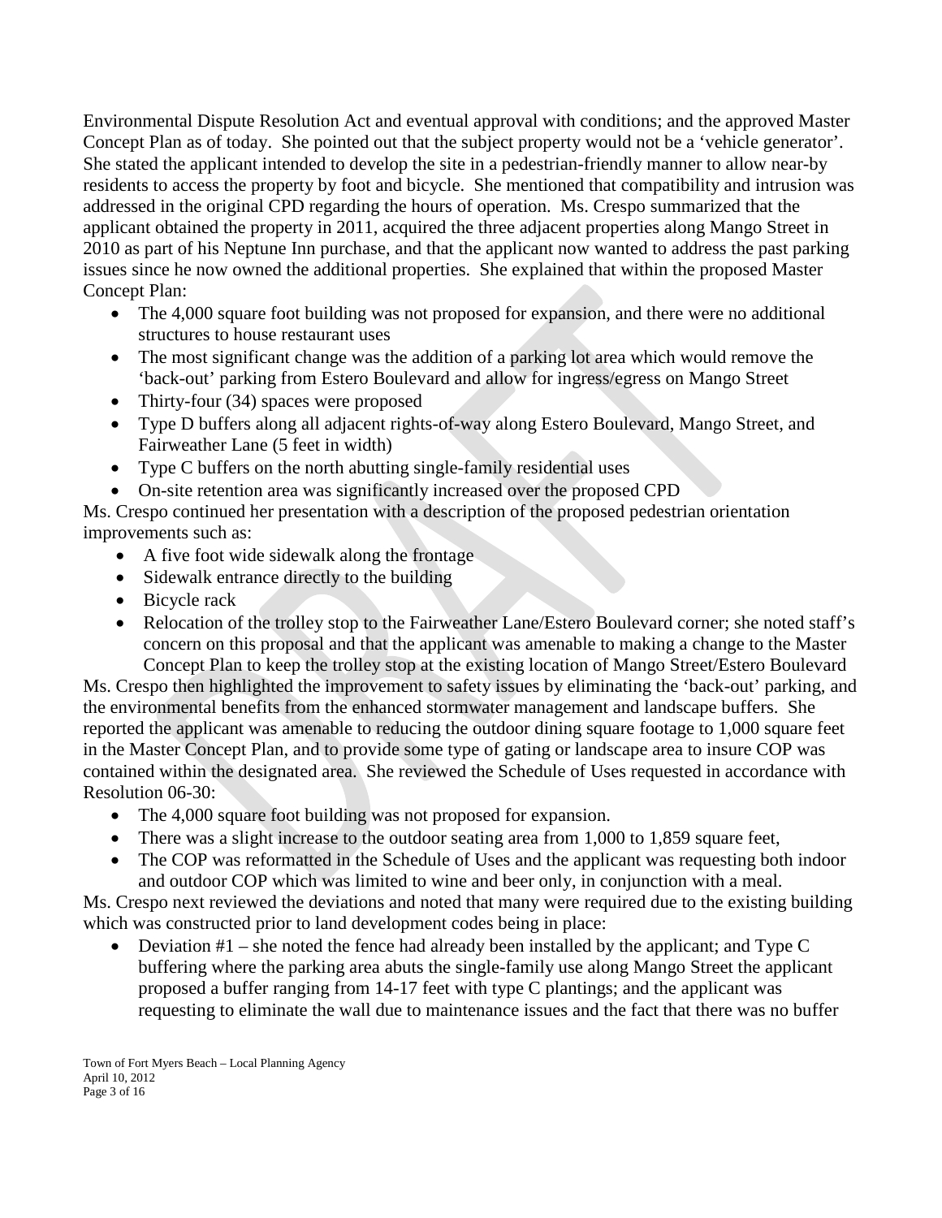Environmental Dispute Resolution Act and eventual approval with conditions; and the approved Master Concept Plan as of today. She pointed out that the subject property would not be a 'vehicle generator'. She stated the applicant intended to develop the site in a pedestrian-friendly manner to allow near-by residents to access the property by foot and bicycle. She mentioned that compatibility and intrusion was addressed in the original CPD regarding the hours of operation. Ms. Crespo summarized that the applicant obtained the property in 2011, acquired the three adjacent properties along Mango Street in 2010 as part of his Neptune Inn purchase, and that the applicant now wanted to address the past parking issues since he now owned the additional properties. She explained that within the proposed Master Concept Plan:

- The 4,000 square foot building was not proposed for expansion, and there were no additional structures to house restaurant uses
- The most significant change was the addition of a parking lot area which would remove the 'back-out' parking from Estero Boulevard and allow for ingress/egress on Mango Street
- Thirty-four (34) spaces were proposed
- Type D buffers along all adjacent rights-of-way along Estero Boulevard, Mango Street, and Fairweather Lane (5 feet in width)
- Type C buffers on the north abutting single-family residential uses
- On-site retention area was significantly increased over the proposed CPD

Ms. Crespo continued her presentation with a description of the proposed pedestrian orientation improvements such as:

- A five foot wide sidewalk along the frontage
- Sidewalk entrance directly to the building
- Bicycle rack
- Relocation of the trolley stop to the Fairweather Lane/Estero Boulevard corner; she noted staff's concern on this proposal and that the applicant was amenable to making a change to the Master Concept Plan to keep the trolley stop at the existing location of Mango Street/Estero Boulevard

Ms. Crespo then highlighted the improvement to safety issues by eliminating the 'back-out' parking, and the environmental benefits from the enhanced stormwater management and landscape buffers. She reported the applicant was amenable to reducing the outdoor dining square footage to 1,000 square feet in the Master Concept Plan, and to provide some type of gating or landscape area to insure COP was contained within the designated area. She reviewed the Schedule of Uses requested in accordance with Resolution 06-30:

- The 4,000 square foot building was not proposed for expansion.
- There was a slight increase to the outdoor seating area from 1,000 to 1,859 square feet,
- The COP was reformatted in the Schedule of Uses and the applicant was requesting both indoor and outdoor COP which was limited to wine and beer only, in conjunction with a meal.

Ms. Crespo next reviewed the deviations and noted that many were required due to the existing building which was constructed prior to land development codes being in place:

- Deviation #1 – she noted the fence had already been installed by the applicant; and Type C buffering where the parking area abuts the single-family use along Mango Street the applicant proposed a buffer ranging from 14-17 feet with type C plantings; and the applicant was requesting to eliminate the wall due to maintenance issues and the fact that there was no buffer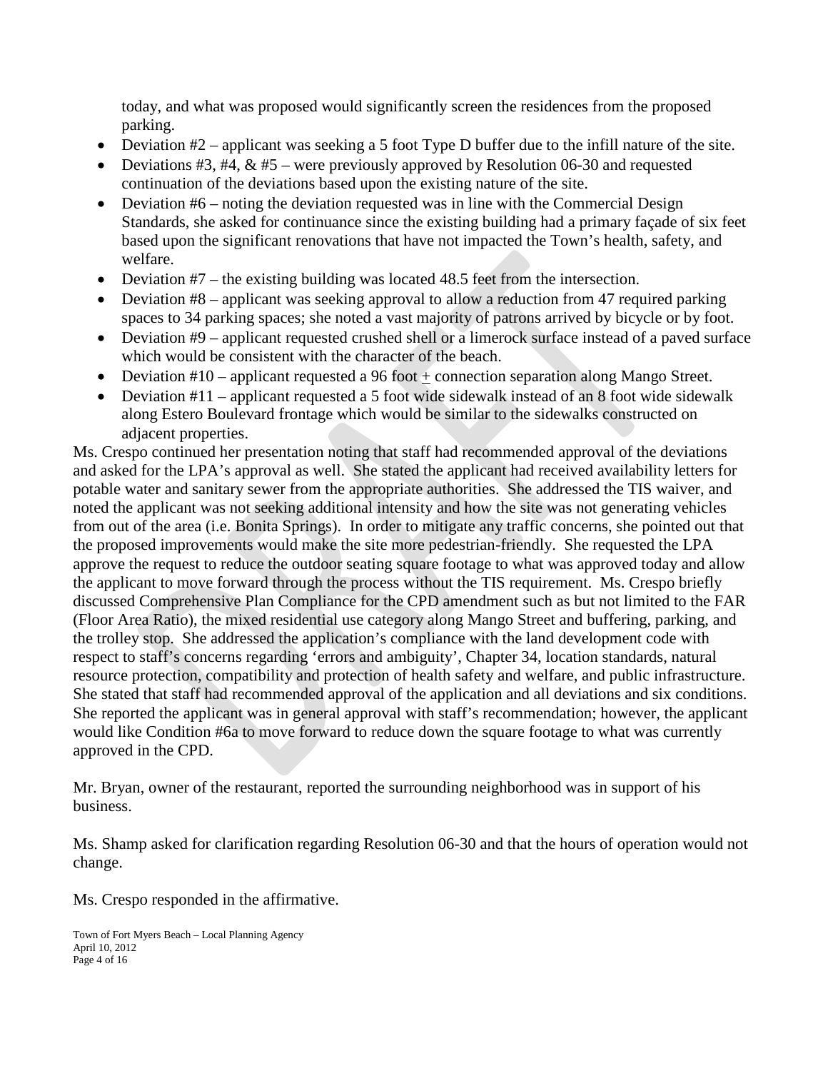today, and what was proposed would significantly screen the residences from the proposed parking.

- Deviation #2 – applicant was seeking a 5 foot Type D buffer due to the infill nature of the site.
- Deviations #3, #4, & #5 – were previously approved by Resolution 06-30 and requested continuation of the deviations based upon the existing nature of the site.
- Deviation #6 – noting the deviation requested was in line with the Commercial Design Standards, she asked for continuance since the existing building had a primary façade of six feet based upon the significant renovations that have not impacted the Town's health, safety, and welfare.
- Deviation #7 – the existing building was located 48.5 feet from the intersection.
- Deviation #8 – applicant was seeking approval to allow a reduction from 47 required parking spaces to 34 parking spaces; she noted a vast majority of patrons arrived by bicycle or by foot.
- Deviation #9 – applicant requested crushed shell or a limerock surface instead of a paved surface which would be consistent with the character of the beach.
- Deviation #10 – applicant requested a 96 foot ± connection separation along Mango Street.
- Deviation #11 – applicant requested a 5 foot wide sidewalk instead of an 8 foot wide sidewalk along Estero Boulevard frontage which would be similar to the sidewalks constructed on adjacent properties.

Ms. Crespo continued her presentation noting that staff had recommended approval of the deviations and asked for the LPA's approval as well. She stated the applicant had received availability letters for potable water and sanitary sewer from the appropriate authorities. She addressed the TIS waiver, and noted the applicant was not seeking additional intensity and how the site was not generating vehicles from out of the area (i.e. Bonita Springs). In order to mitigate any traffic concerns, she pointed out that the proposed improvements would make the site more pedestrian-friendly. She requested the LPA approve the request to reduce the outdoor seating square footage to what was approved today and allow the applicant to move forward through the process without the TIS requirement. Ms. Crespo briefly discussed Comprehensive Plan Compliance for the CPD amendment such as but not limited to the FAR (Floor Area Ratio), the mixed residential use category along Mango Street and buffering, parking, and the trolley stop. She addressed the application's compliance with the land development code with respect to staff's concerns regarding 'errors and ambiguity', Chapter 34, location standards, natural resource protection, compatibility and protection of health safety and welfare, and public infrastructure. She stated that staff had recommended approval of the application and all deviations and six conditions. She reported the applicant was in general approval with staff's recommendation; however, the applicant would like Condition #6a to move forward to reduce down the square footage to what was currently approved in the CPD.

Mr. Bryan, owner of the restaurant, reported the surrounding neighborhood was in support of his business.

Ms. Shamp asked for clarification regarding Resolution 06-30 and that the hours of operation would not change.

Ms. Crespo responded in the affirmative.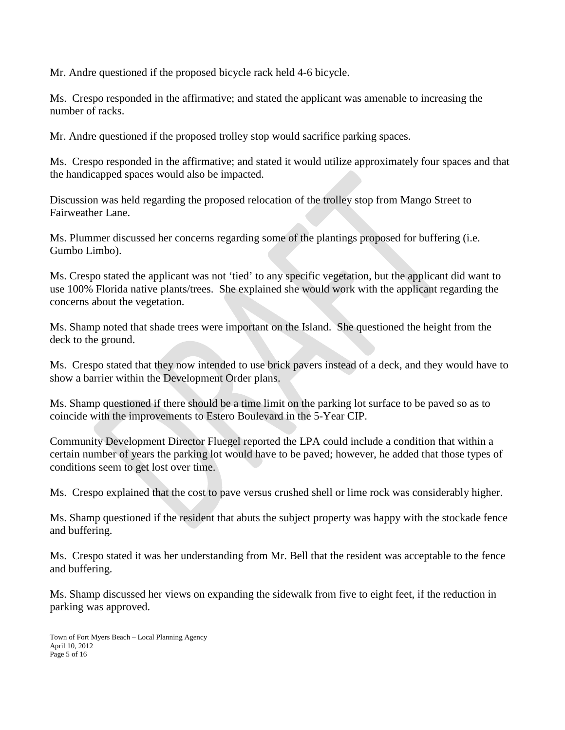Mr. Andre questioned if the proposed bicycle rack held 4-6 bicycle.

Ms. Crespo responded in the affirmative; and stated the applicant was amenable to increasing the number of racks.

Mr. Andre questioned if the proposed trolley stop would sacrifice parking spaces.

Ms. Crespo responded in the affirmative; and stated it would utilize approximately four spaces and that the handicapped spaces would also be impacted.

Discussion was held regarding the proposed relocation of the trolley stop from Mango Street to Fairweather Lane.

Ms. Plummer discussed her concerns regarding some of the plantings proposed for buffering (i.e. Gumbo Limbo).

Ms. Crespo stated the applicant was not 'tied' to any specific vegetation, but the applicant did want to use 100% Florida native plants/trees. She explained she would work with the applicant regarding the concerns about the vegetation.

Ms. Shamp noted that shade trees were important on the Island. She questioned the height from the deck to the ground.

Ms. Crespo stated that they now intended to use brick pavers instead of a deck, and they would have to show a barrier within the Development Order plans.

Ms. Shamp questioned if there should be a time limit on the parking lot surface to be paved so as to coincide with the improvements to Estero Boulevard in the 5-Year CIP.

Community Development Director Fluegel reported the LPA could include a condition that within a certain number of years the parking lot would have to be paved; however, he added that those types of conditions seem to get lost over time.

Ms. Crespo explained that the cost to pave versus crushed shell or lime rock was considerably higher.

Ms. Shamp questioned if the resident that abuts the subject property was happy with the stockade fence and buffering.

Ms. Crespo stated it was her understanding from Mr. Bell that the resident was acceptable to the fence and buffering.

Ms. Shamp discussed her views on expanding the sidewalk from five to eight feet, if the reduction in parking was approved.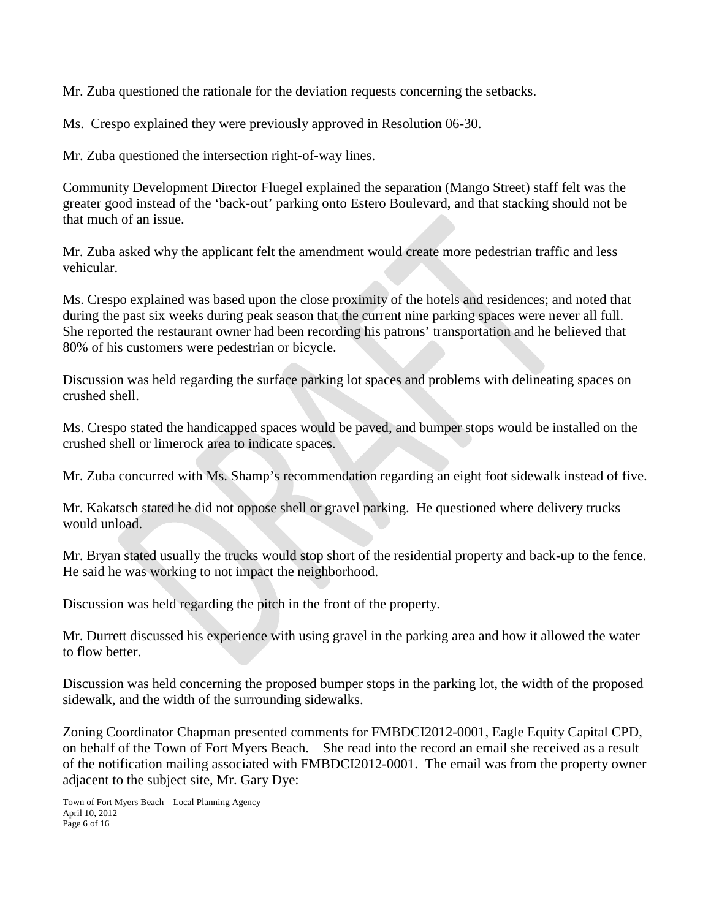Mr. Zuba questioned the rationale for the deviation requests concerning the setbacks.

Ms. Crespo explained they were previously approved in Resolution 06-30.

Mr. Zuba questioned the intersection right-of-way lines.

Community Development Director Fluegel explained the separation (Mango Street) staff felt was the greater good instead of the 'back-out' parking onto Estero Boulevard, and that stacking should not be that much of an issue.

Mr. Zuba asked why the applicant felt the amendment would create more pedestrian traffic and less vehicular.

Ms. Crespo explained was based upon the close proximity of the hotels and residences; and noted that during the past six weeks during peak season that the current nine parking spaces were never all full. She reported the restaurant owner had been recording his patrons' transportation and he believed that 80% of his customers were pedestrian or bicycle.

Discussion was held regarding the surface parking lot spaces and problems with delineating spaces on crushed shell.

Ms. Crespo stated the handicapped spaces would be paved, and bumper stops would be installed on the crushed shell or limerock area to indicate spaces.

Mr. Zuba concurred with Ms. Shamp's recommendation regarding an eight foot sidewalk instead of five.

Mr. Kakatsch stated he did not oppose shell or gravel parking. He questioned where delivery trucks would unload.

Mr. Bryan stated usually the trucks would stop short of the residential property and back-up to the fence. He said he was working to not impact the neighborhood.

Discussion was held regarding the pitch in the front of the property.

Mr. Durrett discussed his experience with using gravel in the parking area and how it allowed the water to flow better.

Discussion was held concerning the proposed bumper stops in the parking lot, the width of the proposed sidewalk, and the width of the surrounding sidewalks.

Zoning Coordinator Chapman presented comments for FMBDCI2012-0001, Eagle Equity Capital CPD, on behalf of the Town of Fort Myers Beach. She read into the record an email she received as a result of the notification mailing associated with FMBDCI2012-0001. The email was from the property owner adjacent to the subject site, Mr. Gary Dye: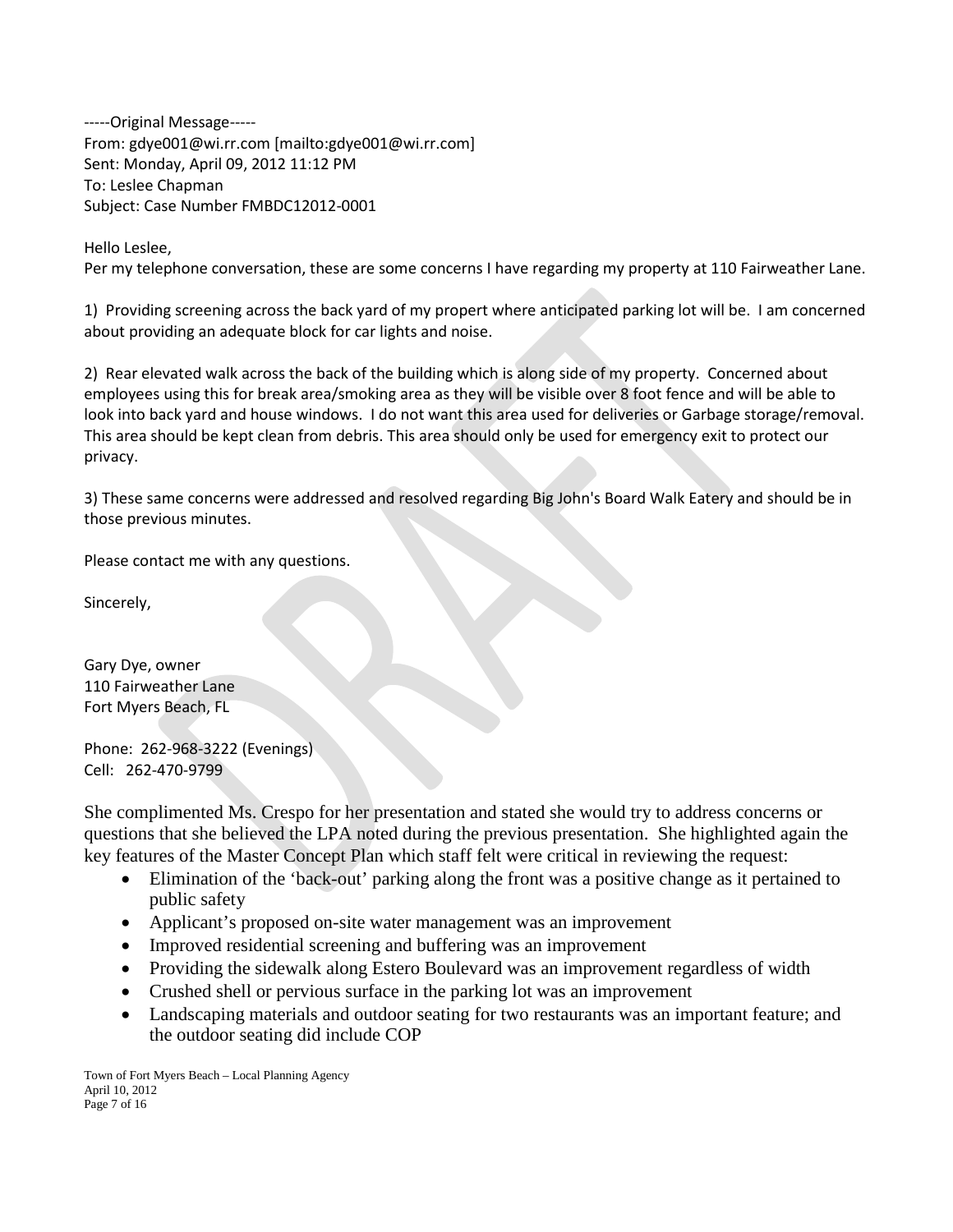-----Original Message-----
From: gdye001@wi.rr.com [mailto:gdye001@wi.rr.com]
Sent: Monday, April 09, 2012 11:12 PM
To: Leslee Chapman
Subject: Case Number FMBDC12012-0001

Hello Leslee,
Per my telephone conversation, these are some concerns I have regarding my property at 110 Fairweather Lane.

1) Providing screening across the back yard of my propert where anticipated parking lot will be. I am concerned about providing an adequate block for car lights and noise.

2) Rear elevated walk across the back of the building which is along side of my property. Concerned about employees using this for break area/smoking area as they will be visible over 8 foot fence and will be able to look into back yard and house windows. I do not want this area used for deliveries or Garbage storage/removal. This area should be kept clean from debris. This area should only be used for emergency exit to protect our privacy.

3) These same concerns were addressed and resolved regarding Big John's Board Walk Eatery and should be in those previous minutes.

Please contact me with any questions.

Sincerely,

Gary Dye, owner
110 Fairweather Lane
Fort Myers Beach, FL

Phone: 262-968-3222 (Evenings)
Cell: 262-470-9799

She complimented Ms. Crespo for her presentation and stated she would try to address concerns or questions that she believed the LPA noted during the previous presentation. She highlighted again the key features of the Master Concept Plan which staff felt were critical in reviewing the request:

- Elimination of the 'back-out' parking along the front was a positive change as it pertained to public safety
- Applicant's proposed on-site water management was an improvement
- Improved residential screening and buffering was an improvement
- Providing the sidewalk along Estero Boulevard was an improvement regardless of width
- Crushed shell or pervious surface in the parking lot was an improvement
- Landscaping materials and outdoor seating for two restaurants was an important feature; and the outdoor seating did include COP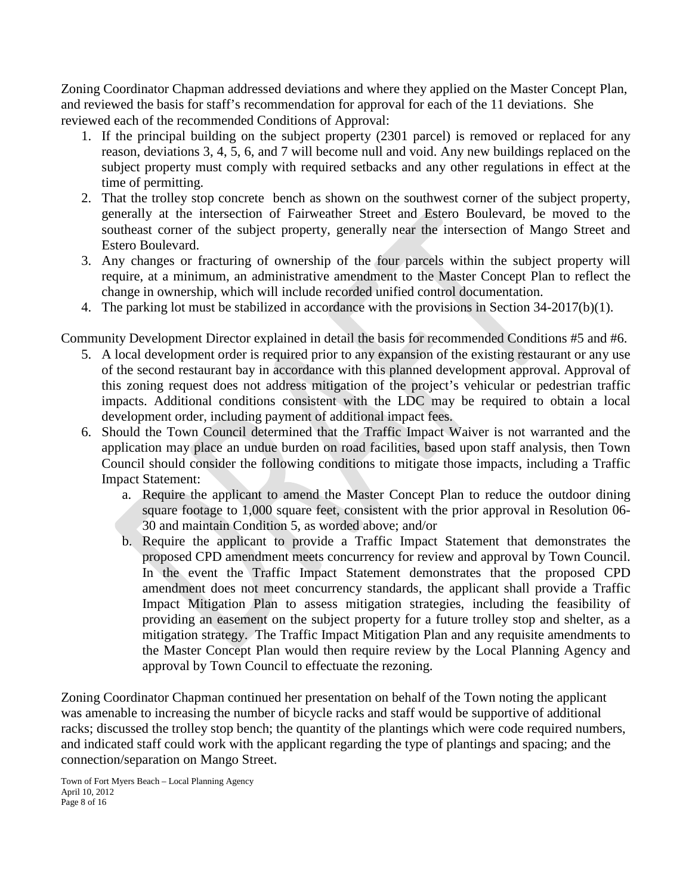Zoning Coordinator Chapman addressed deviations and where they applied on the Master Concept Plan, and reviewed the basis for staff's recommendation for approval for each of the 11 deviations. She reviewed each of the recommended Conditions of Approval:

1. If the principal building on the subject property (2301 parcel) is removed or replaced for any reason, deviations 3, 4, 5, 6, and 7 will become null and void. Any new buildings replaced on the subject property must comply with required setbacks and any other regulations in effect at the time of permitting.
2. That the trolley stop concrete bench as shown on the southwest corner of the subject property, generally at the intersection of Fairweather Street and Estero Boulevard, be moved to the southeast corner of the subject property, generally near the intersection of Mango Street and Estero Boulevard.
3. Any changes or fracturing of ownership of the four parcels within the subject property will require, at a minimum, an administrative amendment to the Master Concept Plan to reflect the change in ownership, which will include recorded unified control documentation.
4. The parking lot must be stabilized in accordance with the provisions in Section 34-2017(b)(1).

Community Development Director explained in detail the basis for recommended Conditions #5 and #6.

5. A local development order is required prior to any expansion of the existing restaurant or any use of the second restaurant bay in accordance with this planned development approval. Approval of this zoning request does not address mitigation of the project's vehicular or pedestrian traffic impacts. Additional conditions consistent with the LDC may be required to obtain a local development order, including payment of additional impact fees.
6. Should the Town Council determined that the Traffic Impact Waiver is not warranted and the application may place an undue burden on road facilities, based upon staff analysis, then Town Council should consider the following conditions to mitigate those impacts, including a Traffic Impact Statement:
   a. Require the applicant to amend the Master Concept Plan to reduce the outdoor dining square footage to 1,000 square feet, consistent with the prior approval in Resolution 06-30 and maintain Condition 5, as worded above; and/or
   b. Require the applicant to provide a Traffic Impact Statement that demonstrates the proposed CPD amendment meets concurrency for review and approval by Town Council. In the event the Traffic Impact Statement demonstrates that the proposed CPD amendment does not meet concurrency standards, the applicant shall provide a Traffic Impact Mitigation Plan to assess mitigation strategies, including the feasibility of providing an easement on the subject property for a future trolley stop and shelter, as a mitigation strategy. The Traffic Impact Mitigation Plan and any requisite amendments to the Master Concept Plan would then require review by the Local Planning Agency and approval by Town Council to effectuate the rezoning.

Zoning Coordinator Chapman continued her presentation on behalf of the Town noting the applicant was amenable to increasing the number of bicycle racks and staff would be supportive of additional racks; discussed the trolley stop bench; the quantity of the plantings which were code required numbers, and indicated staff could work with the applicant regarding the type of plantings and spacing; and the connection/separation on Mango Street.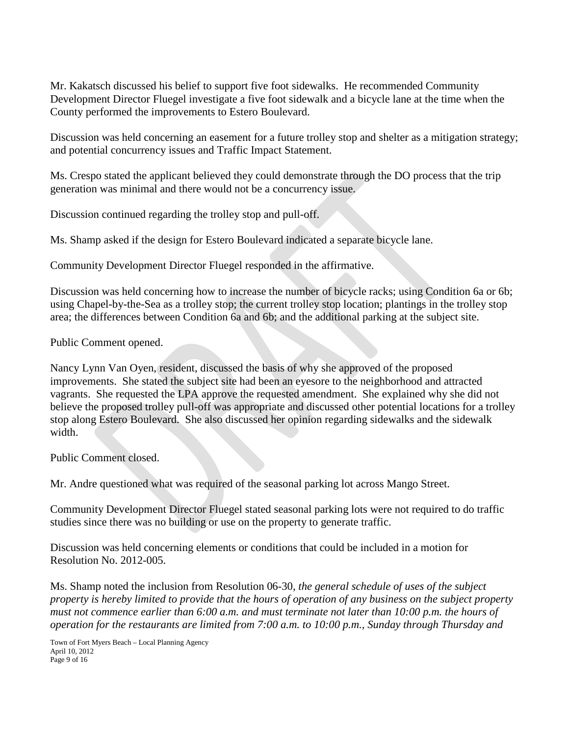Mr. Kakatsch discussed his belief to support five foot sidewalks. He recommended Community Development Director Fluegel investigate a five foot sidewalk and a bicycle lane at the time when the County performed the improvements to Estero Boulevard.

Discussion was held concerning an easement for a future trolley stop and shelter as a mitigation strategy; and potential concurrency issues and Traffic Impact Statement.

Ms. Crespo stated the applicant believed they could demonstrate through the DO process that the trip generation was minimal and there would not be a concurrency issue.

Discussion continued regarding the trolley stop and pull-off.

Ms. Shamp asked if the design for Estero Boulevard indicated a separate bicycle lane.

Community Development Director Fluegel responded in the affirmative.

Discussion was held concerning how to increase the number of bicycle racks; using Condition 6a or 6b; using Chapel-by-the-Sea as a trolley stop; the current trolley stop location; plantings in the trolley stop area; the differences between Condition 6a and 6b; and the additional parking at the subject site.

Public Comment opened.

Nancy Lynn Van Oyen, resident, discussed the basis of why she approved of the proposed improvements. She stated the subject site had been an eyesore to the neighborhood and attracted vagrants. She requested the LPA approve the requested amendment. She explained why she did not believe the proposed trolley pull-off was appropriate and discussed other potential locations for a trolley stop along Estero Boulevard. She also discussed her opinion regarding sidewalks and the sidewalk width.

Public Comment closed.

Mr. Andre questioned what was required of the seasonal parking lot across Mango Street.

Community Development Director Fluegel stated seasonal parking lots were not required to do traffic studies since there was no building or use on the property to generate traffic.

Discussion was held concerning elements or conditions that could be included in a motion for Resolution No. 2012-005.

Ms. Shamp noted the inclusion from Resolution 06-30, *the general schedule of uses of the subject property is hereby limited to provide that the hours of operation of any business on the subject property must not commence earlier than 6:00 a.m. and must terminate not later than 10:00 p.m. the hours of operation for the restaurants are limited from 7:00 a.m. to 10:00 p.m., Sunday through Thursday and*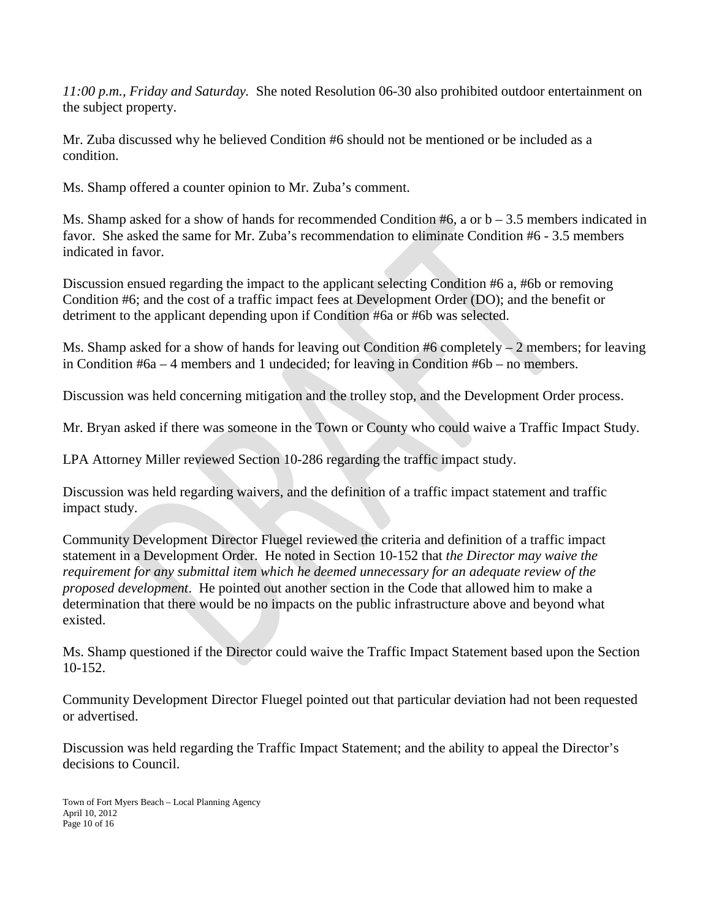*11:00 p.m., Friday and Saturday.* She noted Resolution 06-30 also prohibited outdoor entertainment on the subject property.

Mr. Zuba discussed why he believed Condition #6 should not be mentioned or be included as a condition.

Ms. Shamp offered a counter opinion to Mr. Zuba's comment.

Ms. Shamp asked for a show of hands for recommended Condition #6, a or b – 3.5 members indicated in favor. She asked the same for Mr. Zuba's recommendation to eliminate Condition #6 - 3.5 members indicated in favor.

Discussion ensued regarding the impact to the applicant selecting Condition #6 a, #6b or removing Condition #6; and the cost of a traffic impact fees at Development Order (DO); and the benefit or detriment to the applicant depending upon if Condition #6a or #6b was selected.

Ms. Shamp asked for a show of hands for leaving out Condition #6 completely – 2 members; for leaving in Condition #6a – 4 members and 1 undecided; for leaving in Condition #6b – no members.

Discussion was held concerning mitigation and the trolley stop, and the Development Order process.

Mr. Bryan asked if there was someone in the Town or County who could waive a Traffic Impact Study.

LPA Attorney Miller reviewed Section 10-286 regarding the traffic impact study.

Discussion was held regarding waivers, and the definition of a traffic impact statement and traffic impact study.

Community Development Director Fluegel reviewed the criteria and definition of a traffic impact statement in a Development Order. He noted in Section 10-152 that *the Director may waive the requirement for any submittal item which he deemed unnecessary for an adequate review of the proposed development*. He pointed out another section in the Code that allowed him to make a determination that there would be no impacts on the public infrastructure above and beyond what existed.

Ms. Shamp questioned if the Director could waive the Traffic Impact Statement based upon the Section 10-152.

Community Development Director Fluegel pointed out that particular deviation had not been requested or advertised.

Discussion was held regarding the Traffic Impact Statement; and the ability to appeal the Director's decisions to Council.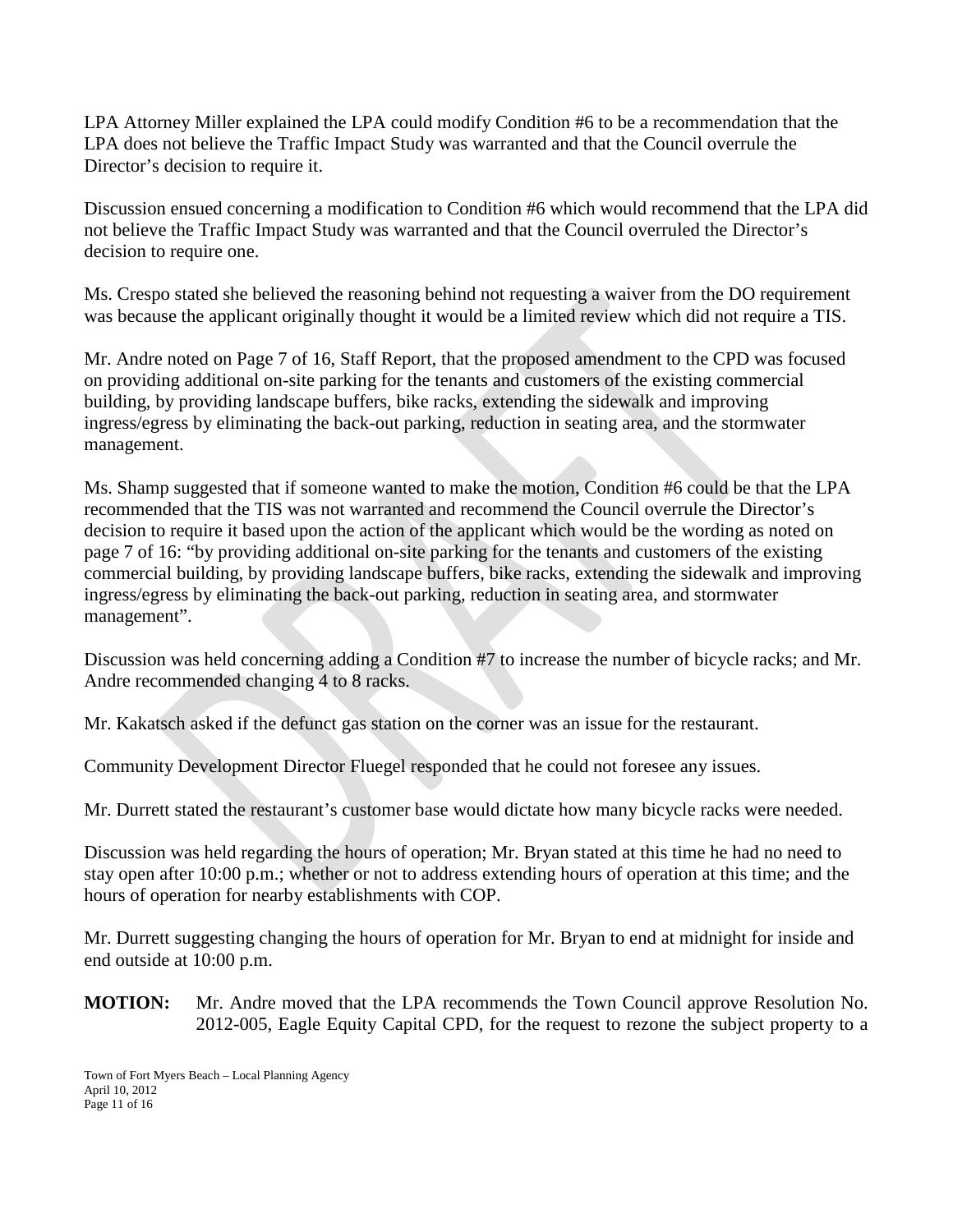LPA Attorney Miller explained the LPA could modify Condition #6 to be a recommendation that the LPA does not believe the Traffic Impact Study was warranted and that the Council overrule the Director's decision to require it.

Discussion ensued concerning a modification to Condition #6 which would recommend that the LPA did not believe the Traffic Impact Study was warranted and that the Council overruled the Director's decision to require one.

Ms. Crespo stated she believed the reasoning behind not requesting a waiver from the DO requirement was because the applicant originally thought it would be a limited review which did not require a TIS.

Mr. Andre noted on Page 7 of 16, Staff Report, that the proposed amendment to the CPD was focused on providing additional on-site parking for the tenants and customers of the existing commercial building, by providing landscape buffers, bike racks, extending the sidewalk and improving ingress/egress by eliminating the back-out parking, reduction in seating area, and the stormwater management.

Ms. Shamp suggested that if someone wanted to make the motion, Condition #6 could be that the LPA recommended that the TIS was not warranted and recommend the Council overrule the Director's decision to require it based upon the action of the applicant which would be the wording as noted on page 7 of 16: "by providing additional on-site parking for the tenants and customers of the existing commercial building, by providing landscape buffers, bike racks, extending the sidewalk and improving ingress/egress by eliminating the back-out parking, reduction in seating area, and stormwater management".

Discussion was held concerning adding a Condition #7 to increase the number of bicycle racks; and Mr. Andre recommended changing 4 to 8 racks.

Mr. Kakatsch asked if the defunct gas station on the corner was an issue for the restaurant.

Community Development Director Fluegel responded that he could not foresee any issues.

Mr. Durrett stated the restaurant's customer base would dictate how many bicycle racks were needed.

Discussion was held regarding the hours of operation; Mr. Bryan stated at this time he had no need to stay open after 10:00 p.m.; whether or not to address extending hours of operation at this time; and the hours of operation for nearby establishments with COP.

Mr. Durrett suggesting changing the hours of operation for Mr. Bryan to end at midnight for inside and end outside at 10:00 p.m.

**MOTION:** Mr. Andre moved that the LPA recommends the Town Council approve Resolution No. 2012-005, Eagle Equity Capital CPD, for the request to rezone the subject property to a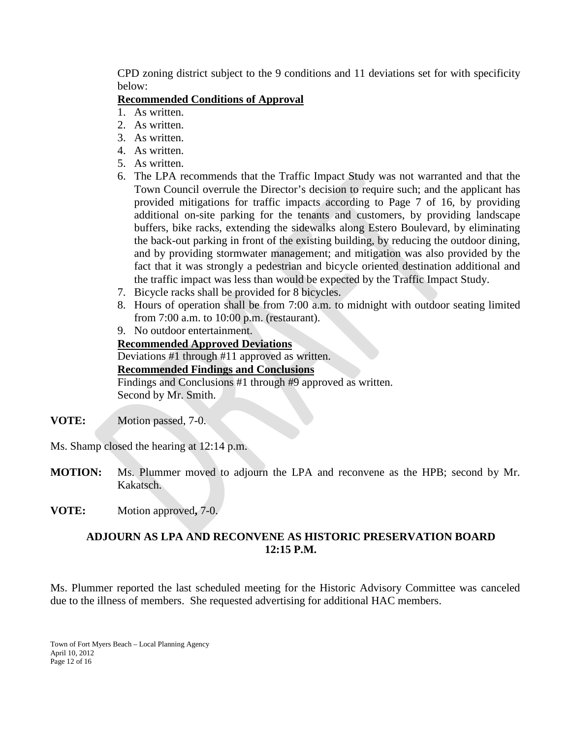CPD zoning district subject to the 9 conditions and 11 deviations set for with specificity below:

**Recommended Conditions of Approval**

1. As written.
2. As written.
3. As written.
4. As written.
5. As written.
6. The LPA recommends that the Traffic Impact Study was not warranted and that the Town Council overrule the Director's decision to require such; and the applicant has provided mitigations for traffic impacts according to Page 7 of 16, by providing additional on-site parking for the tenants and customers, by providing landscape buffers, bike racks, extending the sidewalks along Estero Boulevard, by eliminating the back-out parking in front of the existing building, by reducing the outdoor dining, and by providing stormwater management; and mitigation was also provided by the fact that it was strongly a pedestrian and bicycle oriented destination additional and the traffic impact was less than would be expected by the Traffic Impact Study.
7. Bicycle racks shall be provided for 8 bicycles.
8. Hours of operation shall be from 7:00 a.m. to midnight with outdoor seating limited from 7:00 a.m. to 10:00 p.m. (restaurant).
9. No outdoor entertainment.

**Recommended Approved Deviations**

Deviations #1 through #11 approved as written.

**Recommended Findings and Conclusions**

Findings and Conclusions #1 through #9 approved as written.
Second by Mr. Smith.

**VOTE:** Motion passed, 7-0.

Ms. Shamp closed the hearing at 12:14 p.m.

**MOTION:** Ms. Plummer moved to adjourn the LPA and reconvene as the HPB; second by Mr. Kakatsch.

**VOTE:** Motion approved**,** 7-0.

**ADJOURN AS LPA AND RECONVENE AS HISTORIC PRESERVATION BOARD 12:15 P.M.**

Ms. Plummer reported the last scheduled meeting for the Historic Advisory Committee was canceled due to the illness of members. She requested advertising for additional HAC members.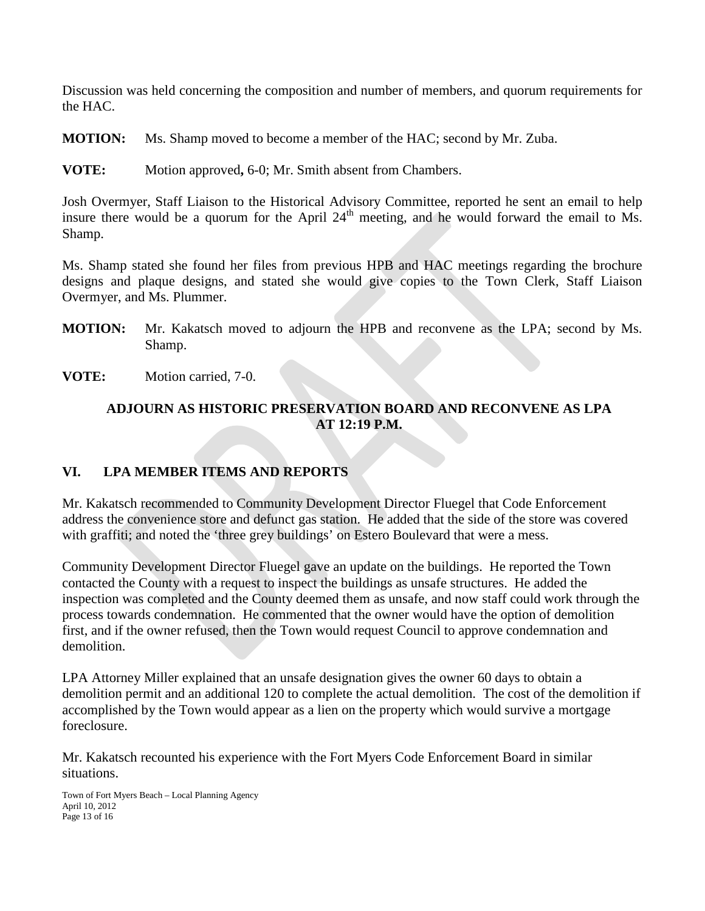Discussion was held concerning the composition and number of members, and quorum requirements for the HAC.

**MOTION:** Ms. Shamp moved to become a member of the HAC; second by Mr. Zuba.

**VOTE:** Motion approved**,** 6-0; Mr. Smith absent from Chambers.

Josh Overmyer, Staff Liaison to the Historical Advisory Committee, reported he sent an email to help insure there would be a quorum for the April 24th meeting, and he would forward the email to Ms. Shamp.

Ms. Shamp stated she found her files from previous HPB and HAC meetings regarding the brochure designs and plaque designs, and stated she would give copies to the Town Clerk, Staff Liaison Overmyer, and Ms. Plummer.

**MOTION:** Mr. Kakatsch moved to adjourn the HPB and reconvene as the LPA; second by Ms. Shamp.

**VOTE:** Motion carried, 7-0.

**ADJOURN AS HISTORIC PRESERVATION BOARD AND RECONVENE AS LPA AT 12:19 P.M.**

## VI. LPA MEMBER ITEMS AND REPORTS

Mr. Kakatsch recommended to Community Development Director Fluegel that Code Enforcement address the convenience store and defunct gas station. He added that the side of the store was covered with graffiti; and noted the 'three grey buildings' on Estero Boulevard that were a mess.

Community Development Director Fluegel gave an update on the buildings. He reported the Town contacted the County with a request to inspect the buildings as unsafe structures. He added the inspection was completed and the County deemed them as unsafe, and now staff could work through the process towards condemnation. He commented that the owner would have the option of demolition first, and if the owner refused, then the Town would request Council to approve condemnation and demolition.

LPA Attorney Miller explained that an unsafe designation gives the owner 60 days to obtain a demolition permit and an additional 120 to complete the actual demolition. The cost of the demolition if accomplished by the Town would appear as a lien on the property which would survive a mortgage foreclosure.

Mr. Kakatsch recounted his experience with the Fort Myers Code Enforcement Board in similar situations.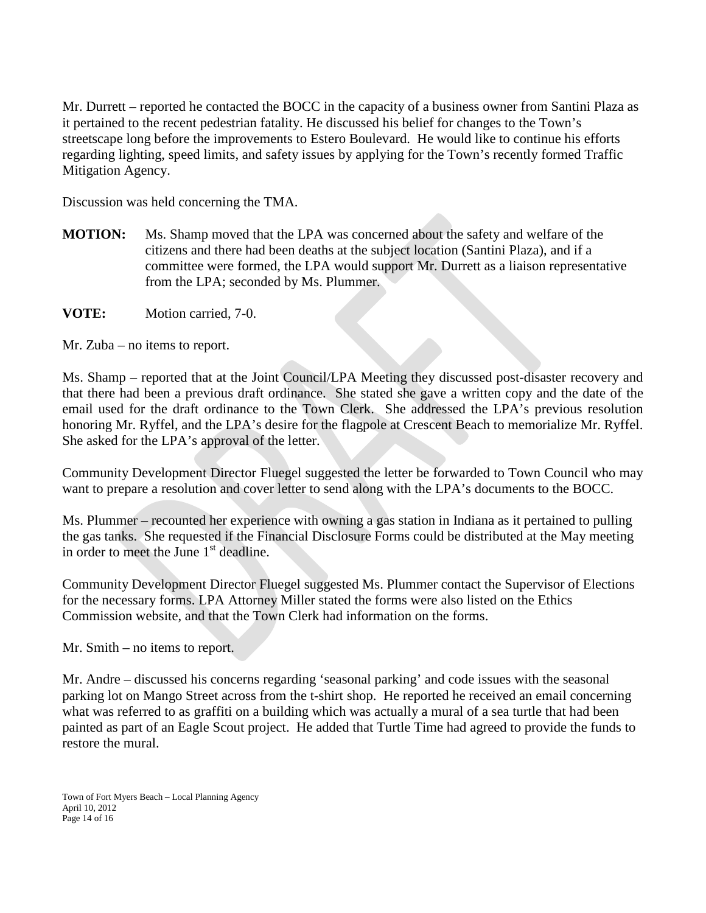Mr. Durrett – reported he contacted the BOCC in the capacity of a business owner from Santini Plaza as it pertained to the recent pedestrian fatality. He discussed his belief for changes to the Town's streetscape long before the improvements to Estero Boulevard. He would like to continue his efforts regarding lighting, speed limits, and safety issues by applying for the Town's recently formed Traffic Mitigation Agency.

Discussion was held concerning the TMA.

**MOTION:** Ms. Shamp moved that the LPA was concerned about the safety and welfare of the citizens and there had been deaths at the subject location (Santini Plaza), and if a committee were formed, the LPA would support Mr. Durrett as a liaison representative from the LPA; seconded by Ms. Plummer.

**VOTE:** Motion carried, 7-0.

Mr. Zuba – no items to report.

Ms. Shamp – reported that at the Joint Council/LPA Meeting they discussed post-disaster recovery and that there had been a previous draft ordinance. She stated she gave a written copy and the date of the email used for the draft ordinance to the Town Clerk. She addressed the LPA's previous resolution honoring Mr. Ryffel, and the LPA's desire for the flagpole at Crescent Beach to memorialize Mr. Ryffel. She asked for the LPA's approval of the letter.

Community Development Director Fluegel suggested the letter be forwarded to Town Council who may want to prepare a resolution and cover letter to send along with the LPA's documents to the BOCC.

Ms. Plummer – recounted her experience with owning a gas station in Indiana as it pertained to pulling the gas tanks. She requested if the Financial Disclosure Forms could be distributed at the May meeting in order to meet the June 1st deadline.

Community Development Director Fluegel suggested Ms. Plummer contact the Supervisor of Elections for the necessary forms. LPA Attorney Miller stated the forms were also listed on the Ethics Commission website, and that the Town Clerk had information on the forms.

Mr. Smith – no items to report.

Mr. Andre – discussed his concerns regarding 'seasonal parking' and code issues with the seasonal parking lot on Mango Street across from the t-shirt shop. He reported he received an email concerning what was referred to as graffiti on a building which was actually a mural of a sea turtle that had been painted as part of an Eagle Scout project. He added that Turtle Time had agreed to provide the funds to restore the mural.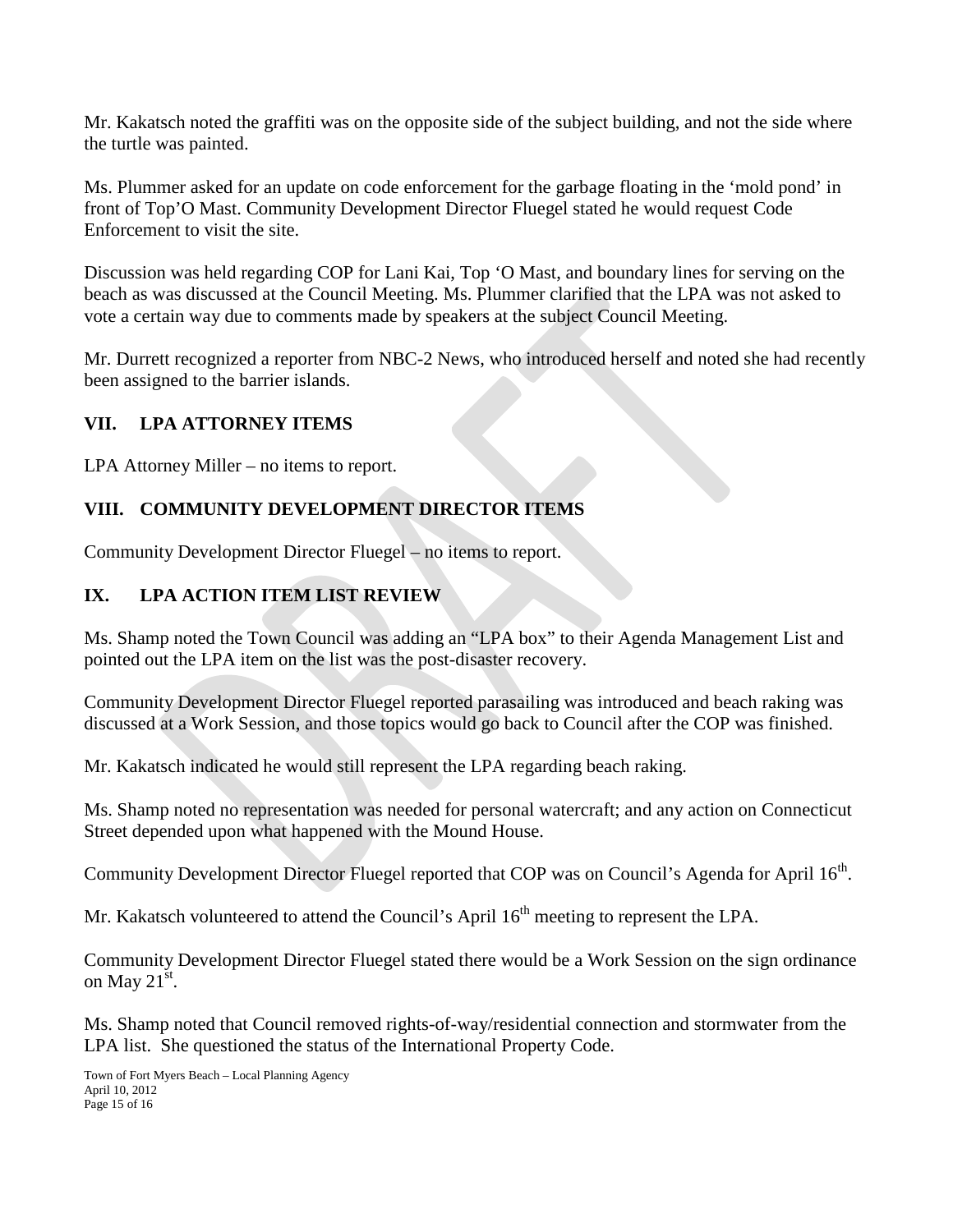Mr. Kakatsch noted the graffiti was on the opposite side of the subject building, and not the side where the turtle was painted.

Ms. Plummer asked for an update on code enforcement for the garbage floating in the 'mold pond' in front of Top'O Mast. Community Development Director Fluegel stated he would request Code Enforcement to visit the site.

Discussion was held regarding COP for Lani Kai, Top 'O Mast, and boundary lines for serving on the beach as was discussed at the Council Meeting. Ms. Plummer clarified that the LPA was not asked to vote a certain way due to comments made by speakers at the subject Council Meeting.

Mr. Durrett recognized a reporter from NBC-2 News, who introduced herself and noted she had recently been assigned to the barrier islands.

## VII. LPA ATTORNEY ITEMS

LPA Attorney Miller – no items to report.

## VIII. COMMUNITY DEVELOPMENT DIRECTOR ITEMS

Community Development Director Fluegel – no items to report.

## IX. LPA ACTION ITEM LIST REVIEW

Ms. Shamp noted the Town Council was adding an "LPA box" to their Agenda Management List and pointed out the LPA item on the list was the post-disaster recovery.

Community Development Director Fluegel reported parasailing was introduced and beach raking was discussed at a Work Session, and those topics would go back to Council after the COP was finished.

Mr. Kakatsch indicated he would still represent the LPA regarding beach raking.

Ms. Shamp noted no representation was needed for personal watercraft; and any action on Connecticut Street depended upon what happened with the Mound House.

Community Development Director Fluegel reported that COP was on Council's Agenda for April 16th.

Mr. Kakatsch volunteered to attend the Council's April 16th meeting to represent the LPA.

Community Development Director Fluegel stated there would be a Work Session on the sign ordinance on May 21st.

Ms. Shamp noted that Council removed rights-of-way/residential connection and stormwater from the LPA list. She questioned the status of the International Property Code.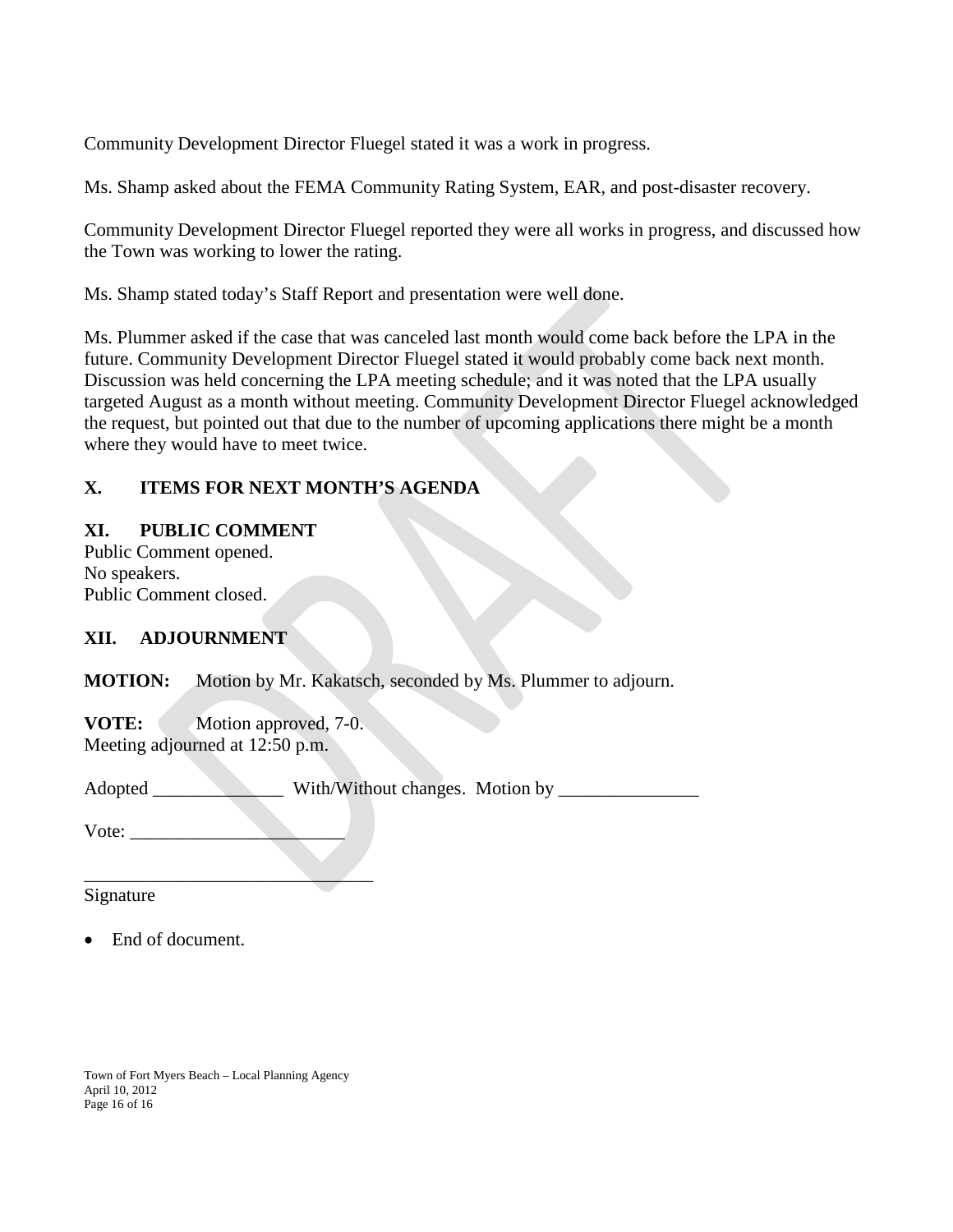Community Development Director Fluegel stated it was a work in progress.

Ms. Shamp asked about the FEMA Community Rating System, EAR, and post-disaster recovery.

Community Development Director Fluegel reported they were all works in progress, and discussed how the Town was working to lower the rating.

Ms. Shamp stated today's Staff Report and presentation were well done.

Ms. Plummer asked if the case that was canceled last month would come back before the LPA in the future. Community Development Director Fluegel stated it would probably come back next month. Discussion was held concerning the LPA meeting schedule; and it was noted that the LPA usually targeted August as a month without meeting. Community Development Director Fluegel acknowledged the request, but pointed out that due to the number of upcoming applications there might be a month where they would have to meet twice.

## X. ITEMS FOR NEXT MONTH'S AGENDA

## XI. PUBLIC COMMENT

Public Comment opened.
No speakers.
Public Comment closed.

## XII. ADJOURNMENT

**MOTION:** Motion by Mr. Kakatsch, seconded by Ms. Plummer to adjourn.

**VOTE:** Motion approved, 7-0.
Meeting adjourned at 12:50 p.m.

Adopted ______________ With/Without changes. Motion by _______________

Vote: _______________________

_______________________________
Signature

- End of document.